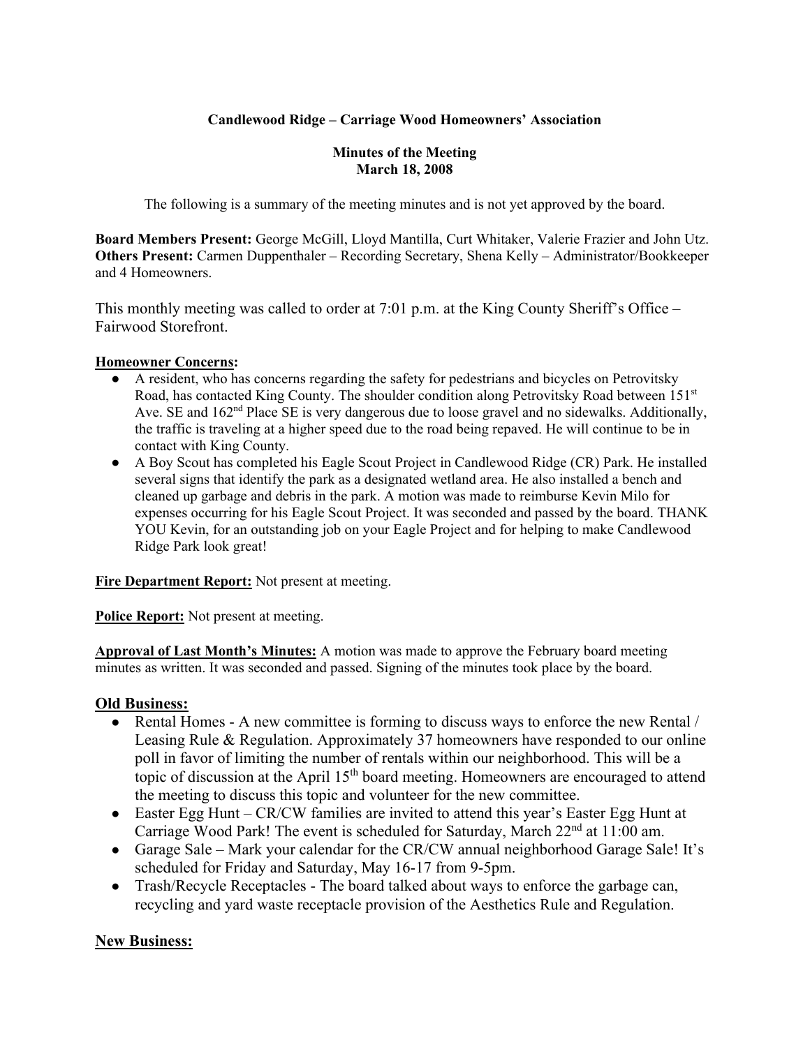**Candlewood Ridge – Carriage Wood Homeowners' Association**

**Minutes of the Meeting**
**March 18, 2008**

The following is a summary of the meeting minutes and is not yet approved by the board.

**Board Members Present:** George McGill, Lloyd Mantilla, Curt Whitaker, Valerie Frazier and John Utz.
**Others Present:** Carmen Duppenthaler – Recording Secretary, Shena Kelly – Administrator/Bookkeeper and 4 Homeowners.

This monthly meeting was called to order at 7:01 p.m. at the King County Sheriff's Office – Fairwood Storefront.

**Homeowner Concerns:**

- A resident, who has concerns regarding the safety for pedestrians and bicycles on Petrovitsky Road, has contacted King County. The shoulder condition along Petrovitsky Road between 151st Ave. SE and 162nd Place SE is very dangerous due to loose gravel and no sidewalks. Additionally, the traffic is traveling at a higher speed due to the road being repaved. He will continue to be in contact with King County.
- A Boy Scout has completed his Eagle Scout Project in Candlewood Ridge (CR) Park. He installed several signs that identify the park as a designated wetland area. He also installed a bench and cleaned up garbage and debris in the park. A motion was made to reimburse Kevin Milo for expenses occurring for his Eagle Scout Project. It was seconded and passed by the board. THANK YOU Kevin, for an outstanding job on your Eagle Project and for helping to make Candlewood Ridge Park look great!

**Fire Department Report:** Not present at meeting.

**Police Report:** Not present at meeting.

**Approval of Last Month's Minutes:** A motion was made to approve the February board meeting minutes as written. It was seconded and passed. Signing of the minutes took place by the board.

## Old Business:

- Rental Homes - A new committee is forming to discuss ways to enforce the new Rental / Leasing Rule & Regulation. Approximately 37 homeowners have responded to our online poll in favor of limiting the number of rentals within our neighborhood. This will be a topic of discussion at the April 15th board meeting. Homeowners are encouraged to attend the meeting to discuss this topic and volunteer for the new committee.
- Easter Egg Hunt – CR/CW families are invited to attend this year's Easter Egg Hunt at Carriage Wood Park! The event is scheduled for Saturday, March 22nd at 11:00 am.
- Garage Sale – Mark your calendar for the CR/CW annual neighborhood Garage Sale! It's scheduled for Friday and Saturday, May 16-17 from 9-5pm.
- Trash/Recycle Receptacles - The board talked about ways to enforce the garbage can, recycling and yard waste receptacle provision of the Aesthetics Rule and Regulation.

## New Business: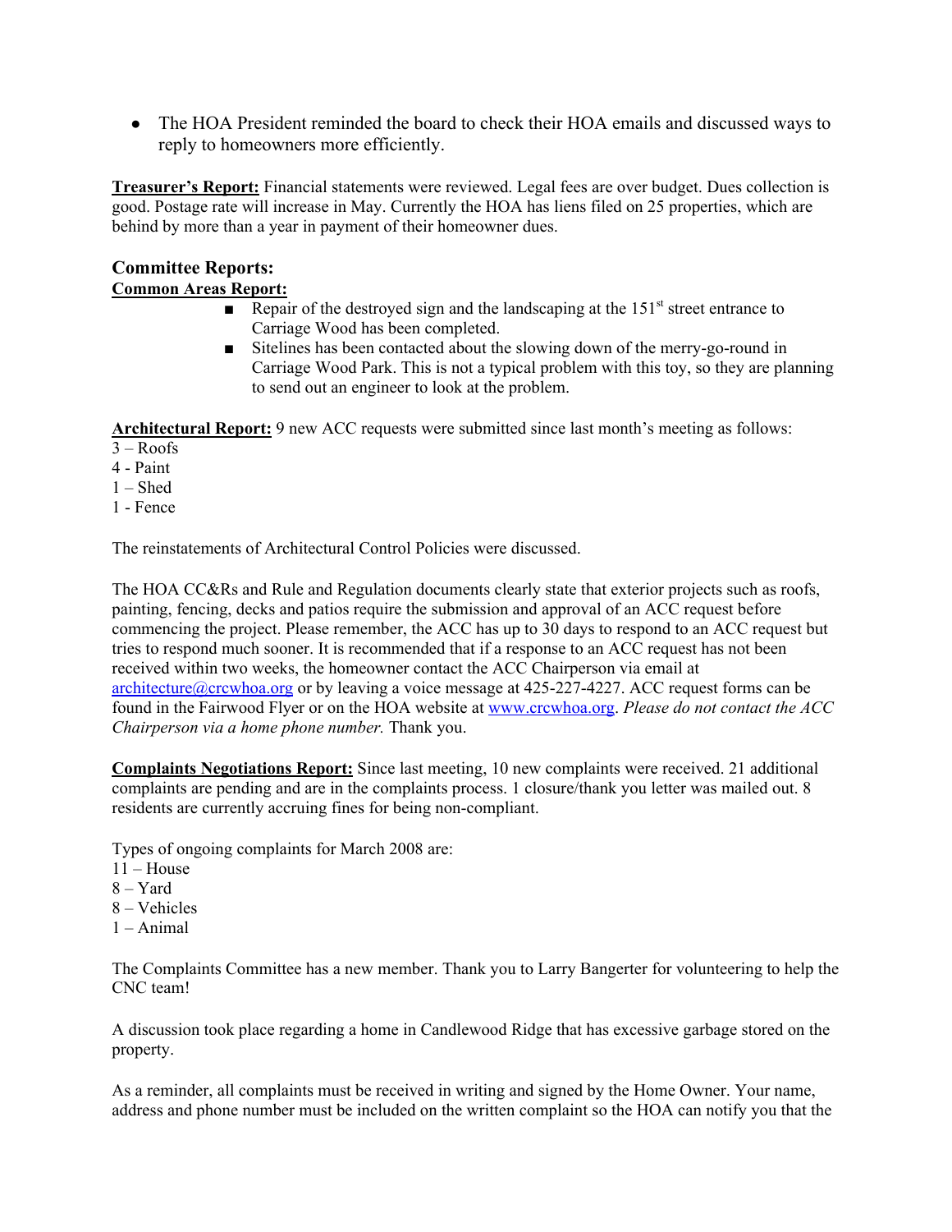- The HOA President reminded the board to check their HOA emails and discussed ways to reply to homeowners more efficiently.

**Treasurer's Report:** Financial statements were reviewed. Legal fees are over budget. Dues collection is good. Postage rate will increase in May. Currently the HOA has liens filed on 25 properties, which are behind by more than a year in payment of their homeowner dues.

## Committee Reports:

**Common Areas Report:**

- Repair of the destroyed sign and the landscaping at the 151st street entrance to Carriage Wood has been completed.
- Sitelines has been contacted about the slowing down of the merry-go-round in Carriage Wood Park. This is not a typical problem with this toy, so they are planning to send out an engineer to look at the problem.

**Architectural Report:** 9 new ACC requests were submitted since last month's meeting as follows:
3 – Roofs
4 - Paint
1 – Shed
1 - Fence

The reinstatements of Architectural Control Policies were discussed.

The HOA CC&Rs and Rule and Regulation documents clearly state that exterior projects such as roofs, painting, fencing, decks and patios require the submission and approval of an ACC request before commencing the project. Please remember, the ACC has up to 30 days to respond to an ACC request but tries to respond much sooner. It is recommended that if a response to an ACC request has not been received within two weeks, the homeowner contact the ACC Chairperson via email at architecture@crcwhoa.org or by leaving a voice message at 425-227-4227. ACC request forms can be found in the Fairwood Flyer or on the HOA website at www.crcwhoa.org. *Please do not contact the ACC Chairperson via a home phone number.* Thank you.

**Complaints Negotiations Report:** Since last meeting, 10 new complaints were received. 21 additional complaints are pending and are in the complaints process. 1 closure/thank you letter was mailed out. 8 residents are currently accruing fines for being non-compliant.

Types of ongoing complaints for March 2008 are:
11 – House
8 – Yard
8 – Vehicles
1 – Animal

The Complaints Committee has a new member. Thank you to Larry Bangerter for volunteering to help the CNC team!

A discussion took place regarding a home in Candlewood Ridge that has excessive garbage stored on the property.

As a reminder, all complaints must be received in writing and signed by the Home Owner. Your name, address and phone number must be included on the written complaint so the HOA can notify you that the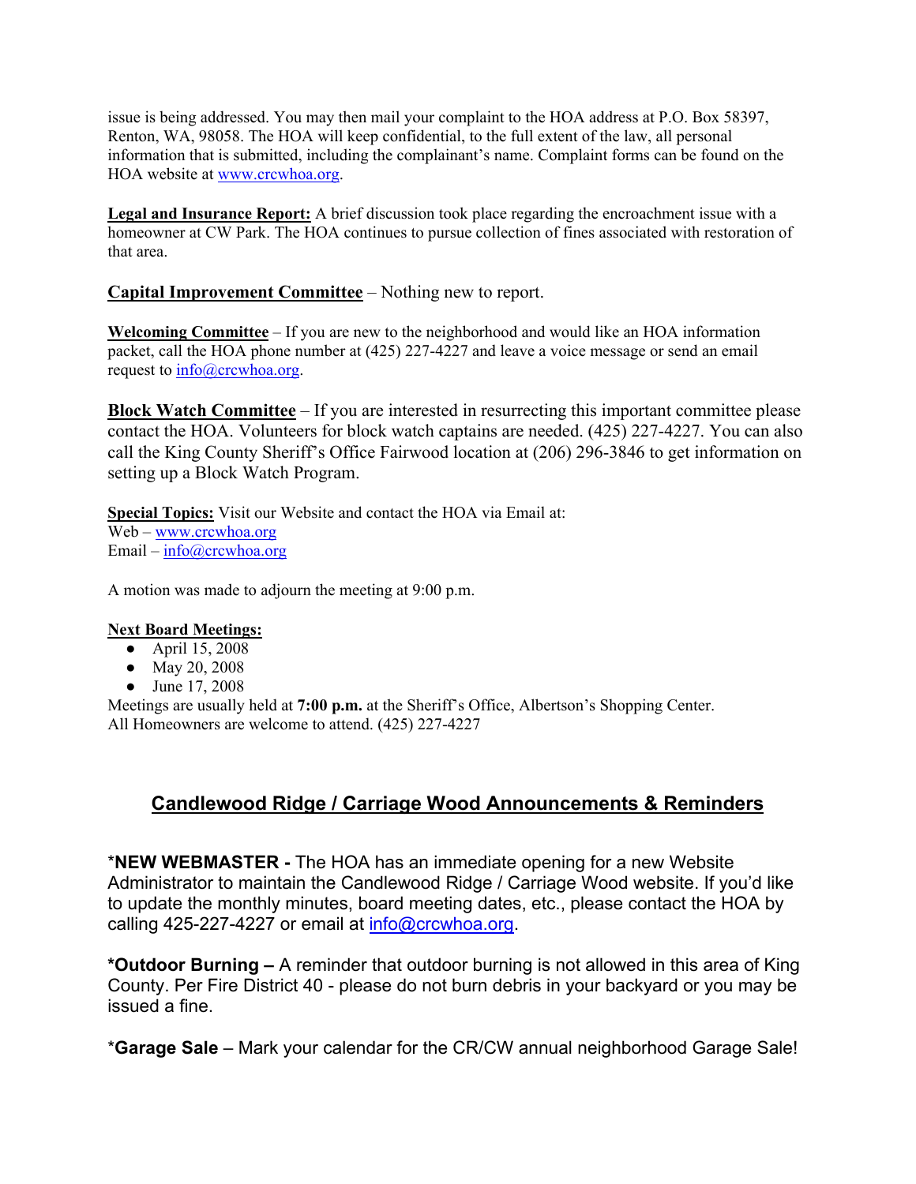issue is being addressed. You may then mail your complaint to the HOA address at P.O. Box 58397, Renton, WA, 98058. The HOA will keep confidential, to the full extent of the law, all personal information that is submitted, including the complainant's name. Complaint forms can be found on the HOA website at www.crcwhoa.org.

**Legal and Insurance Report:** A brief discussion took place regarding the encroachment issue with a homeowner at CW Park. The HOA continues to pursue collection of fines associated with restoration of that area.

**Capital Improvement Committee** – Nothing new to report.

**Welcoming Committee** – If you are new to the neighborhood and would like an HOA information packet, call the HOA phone number at (425) 227-4227 and leave a voice message or send an email request to info@crcwhoa.org.

**Block Watch Committee** – If you are interested in resurrecting this important committee please contact the HOA. Volunteers for block watch captains are needed. (425) 227-4227. You can also call the King County Sheriff's Office Fairwood location at (206) 296-3846 to get information on setting up a Block Watch Program.

**Special Topics:** Visit our Website and contact the HOA via Email at:
Web – www.crcwhoa.org
Email – info@crcwhoa.org

A motion was made to adjourn the meeting at 9:00 p.m.

**Next Board Meetings:**

- April 15, 2008
- May 20, 2008
- June 17, 2008

Meetings are usually held at **7:00 p.m.** at the Sheriff's Office, Albertson's Shopping Center.
All Homeowners are welcome to attend. (425) 227-4227

## Candlewood Ridge / Carriage Wood Announcements & Reminders

***NEW WEBMASTER -** The HOA has an immediate opening for a new Website Administrator to maintain the Candlewood Ridge / Carriage Wood website. If you'd like to update the monthly minutes, board meeting dates, etc., please contact the HOA by calling 425-227-4227 or email at info@crcwhoa.org.

***Outdoor Burning –** A reminder that outdoor burning is not allowed in this area of King County. Per Fire District 40 - please do not burn debris in your backyard or you may be issued a fine.

***Garage Sale** – Mark your calendar for the CR/CW annual neighborhood Garage Sale!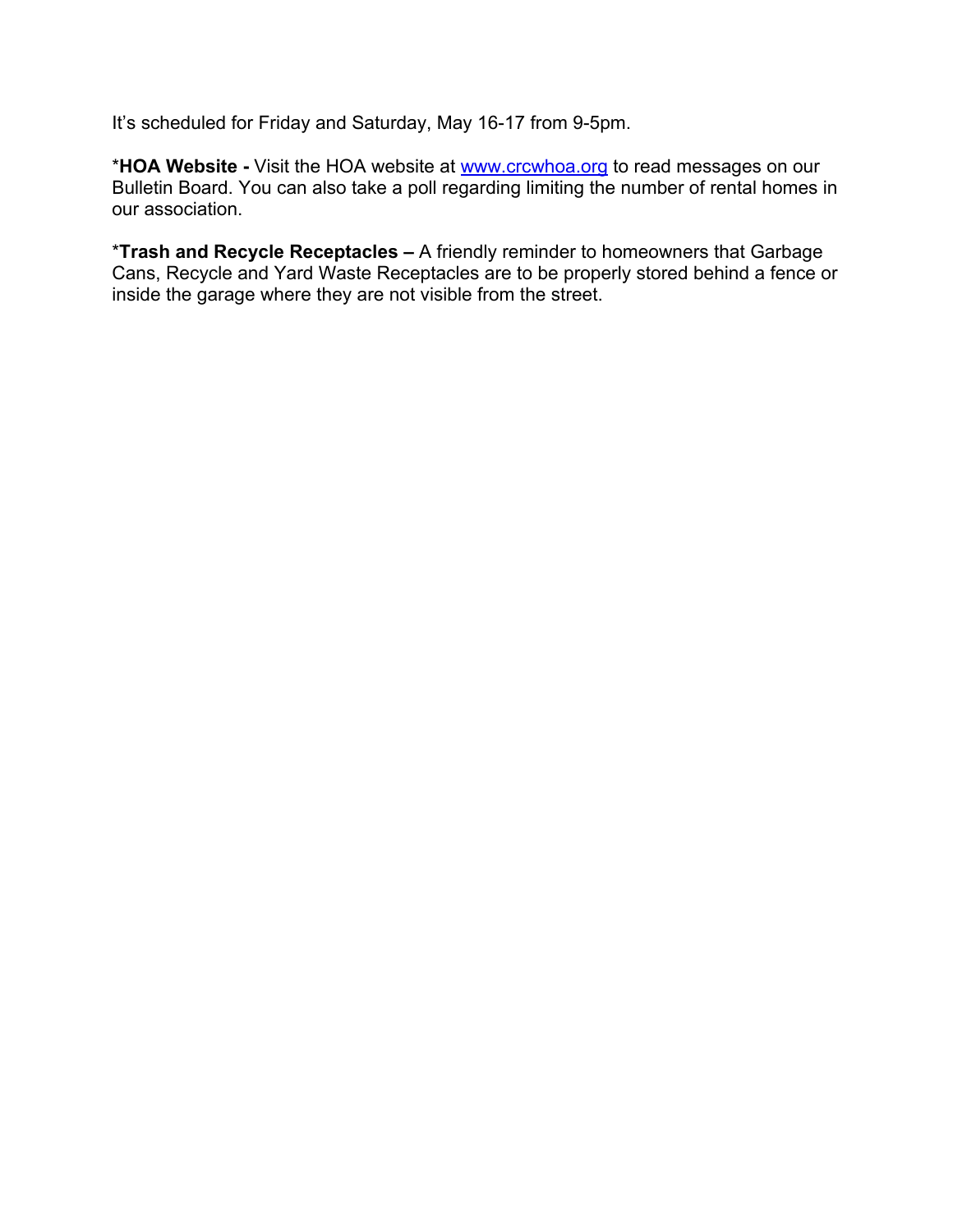It's scheduled for Friday and Saturday, May 16-17 from 9-5pm.

***HOA Website -** Visit the HOA website at www.crcwhoa.org to read messages on our Bulletin Board. You can also take a poll regarding limiting the number of rental homes in our association.

***Trash and Recycle Receptacles –** A friendly reminder to homeowners that Garbage Cans, Recycle and Yard Waste Receptacles are to be properly stored behind a fence or inside the garage where they are not visible from the street.